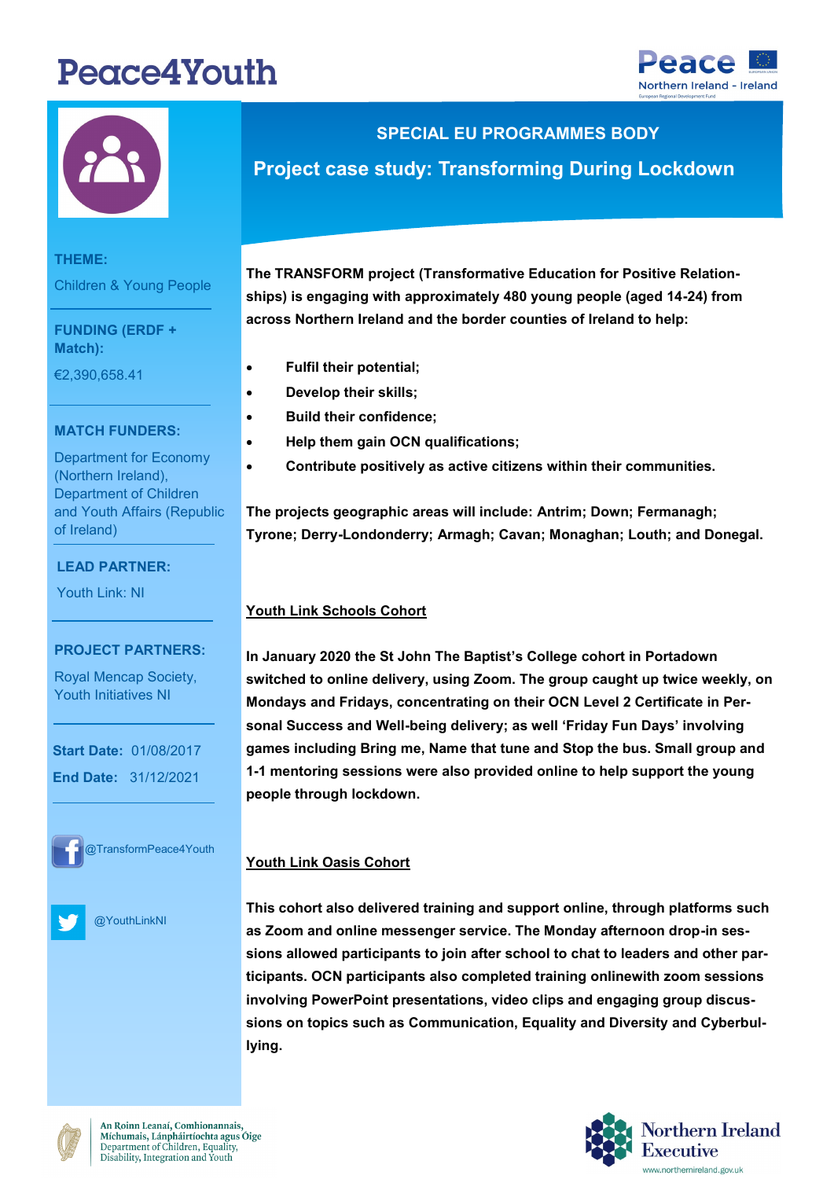# Peace4Youth

## SPECIAL EU PROGRAMMES BODY

## Project case study: Transforming During Lockdown

**THEME:**

Children & Young People

**FUNDING (ERDF + Match):**

€2,390,658.41

**MATCH FUNDERS:**

Department for Economy (Northern Ireland), Department of Children and Youth Affairs (Republic of Ireland)

**LEAD PARTNER:**

Youth Link: NI

**PROJECT PARTNERS:**

Royal Mencap Society, Youth Initiatives NI

**Start Date:** 01/08/2017

**End Date:** 31/12/2021

@TransformPeace4Youth

@YouthLinkNI

**The TRANSFORM project (Transformative Education for Positive Relationships) is engaging with approximately 480 young people (aged 14-24) from across Northern Ireland and the border counties of Ireland to help:**

- **Fulfil their potential;**
- **Develop their skills;**
- **Build their confidence;**
- **Help them gain OCN qualifications;**
- **Contribute positively as active citizens within their communities.**

**The projects geographic areas will include: Antrim; Down; Fermanagh; Tyrone; Derry-Londonderry; Armagh; Cavan; Monaghan; Louth; and Donegal.**

### Youth Link Schools Cohort

**In January 2020 the St John The Baptist's College cohort in Portadown switched to online delivery, using Zoom. The group caught up twice weekly, on Mondays and Fridays, concentrating on their OCN Level 2 Certificate in Personal Success and Well-being delivery; as well 'Friday Fun Days' involving games including Bring me, Name that tune and Stop the bus. Small group and 1-1 mentoring sessions were also provided online to help support the young people through lockdown.**

### Youth Link Oasis Cohort

**This cohort also delivered training and support online, through platforms such as Zoom and online messenger service. The Monday afternoon drop-in sessions allowed participants to join after school to chat to leaders and other participants. OCN participants also completed training onlinewith zoom sessions involving PowerPoint presentations, video clips and engaging group discussions on topics such as Communication, Equality and Diversity and Cyberbullying.**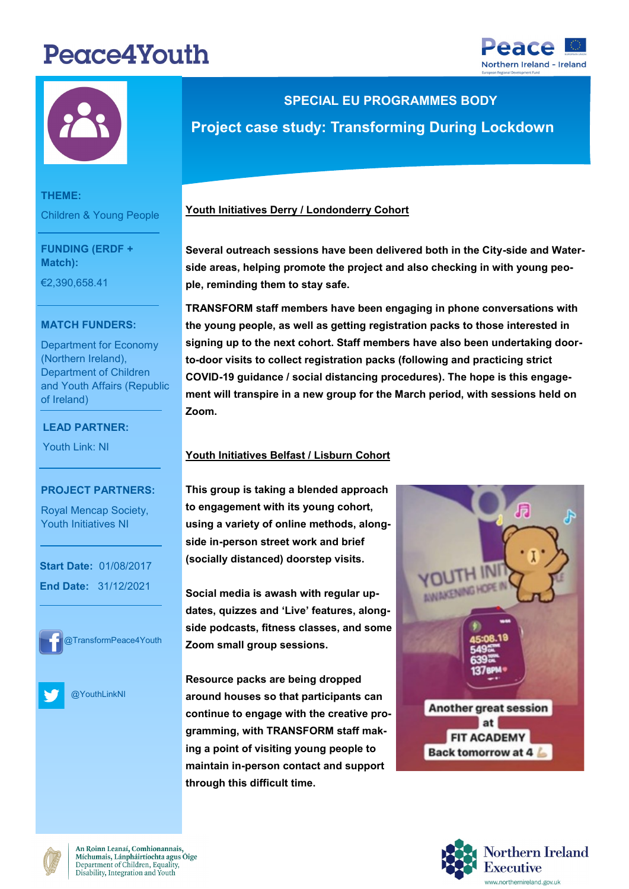# Peace4Youth

## SPECIAL EU PROGRAMMES BODY

## Project case study: Transforming During Lockdown

**THEME:**

Children & Young People

**FUNDING (ERDF + Match):**

€2,390,658.41

**MATCH FUNDERS:**

Department for Economy (Northern Ireland), Department of Children and Youth Affairs (Republic of Ireland)

**LEAD PARTNER:**

Youth Link: NI

**PROJECT PARTNERS:**

Royal Mencap Society, Youth Initiatives NI

**Start Date:** 01/08/2017

**End Date:** 31/12/2021

@TransformPeace4Youth

@YouthLinkNI

### Youth Initiatives Derry / Londonderry Cohort

**Several outreach sessions have been delivered both in the City-side and Waterside areas, helping promote the project and also checking in with young people, reminding them to stay safe.**

**TRANSFORM staff members have been engaging in phone conversations with the young people, as well as getting registration packs to those interested in signing up to the next cohort. Staff members have also been undertaking door-to-door visits to collect registration packs (following and practicing strict COVID-19 guidance / social distancing procedures). The hope is this engagement will transpire in a new group for the March period, with sessions held on Zoom.**

### Youth Initiatives Belfast / Lisburn Cohort

**This group is taking a blended approach to engagement with its young cohort, using a variety of online methods, alongside in-person street work and brief (socially distanced) doorstep visits.**

**Social media is awash with regular updates, quizzes and 'Live' features, alongside podcasts, fitness classes, and some Zoom small group sessions.**

**Resource packs are being dropped around houses so that participants can continue to engage with the creative programming, with TRANSFORM staff making a point of visiting young people to maintain in-person contact and support through this difficult time.**

Another great session at FIT ACADEMY Back tomorrow at 4

An Roinn Leanaí, Comhionannais, Míchumais, Lánpháirtíochta agus Óige
Department of Children, Equality, Disability, Integration and Youth

Northern Ireland Executive
www.northernireland.gov.uk